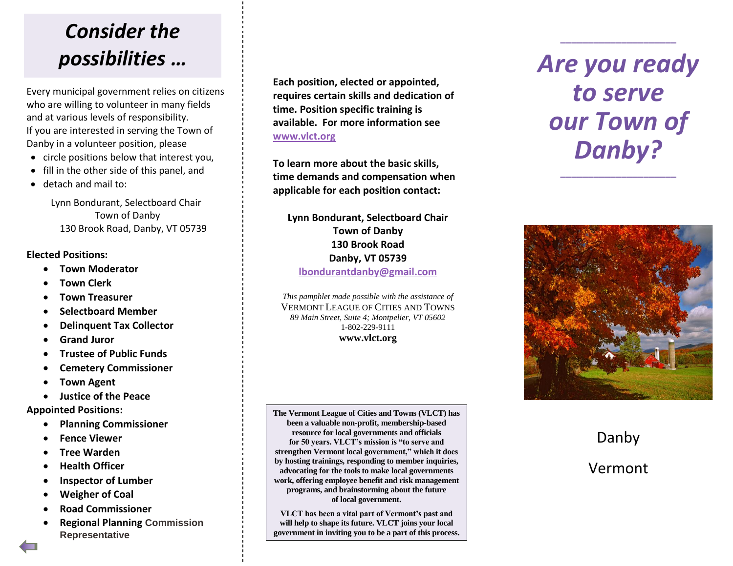# Consider the possibilities …

Every municipal government relies on citizens who are willing to volunteer in many fields and at various levels of responsibility.
If you are interested in serving the Town of Danby in a volunteer position, please

- circle positions below that interest you,
- fill in the other side of this panel, and
- detach and mail to:

Lynn Bondurant, Selectboard Chair
Town of Danby
130 Brook Road, Danby, VT 05739

**Elected Positions:**

- **Town Moderator**
- **Town Clerk**
- **Town Treasurer**
- **Selectboard Member**
- **Delinquent Tax Collector**
- **Grand Juror**
- **Trustee of Public Funds**
- **Cemetery Commissioner**
- **Town Agent**
- **Justice of the Peace**

**Appointed Positions:**

- **Planning Commissioner**
- **Fence Viewer**
- **Tree Warden**
- **Health Officer**
- **Inspector of Lumber**
- **Weigher of Coal**
- **Road Commissioner**
- **Regional Planning Commission Representative**

**Each position, elected or appointed, requires certain skills and dedication of time. Position specific training is available. For more information see [www.vlct.org](http://www.vlct.org)**

**To learn more about the basic skills, time demands and compensation when applicable for each position contact:**

**Lynn Bondurant, Selectboard Chair**
**Town of Danby**
**130 Brook Road**
**Danby, VT 05739**
**lbondurantdanby@gmail.com**

*This pamphlet made possible with the assistance of*
VERMONT LEAGUE OF CITIES AND TOWNS
*89 Main Street, Suite 4; Montpelier, VT 05602*
1-802-229-9111
**www.vlct.org**

**The Vermont League of Cities and Towns (VLCT) has been a valuable non-profit, membership-based resource for local governments and officials for 50 years. VLCT's mission is "to serve and strengthen Vermont local government," which it does by hosting trainings, responding to member inquiries, advocating for the tools to make local governments work, offering employee benefit and risk management programs, and brainstorming about the future of local government.**

**VLCT has been a vital part of Vermont's past and will help to shape its future. VLCT joins your local government in inviting you to be a part of this process.**

# *Are you ready to serve our Town of Danby?*

Danby

Vermont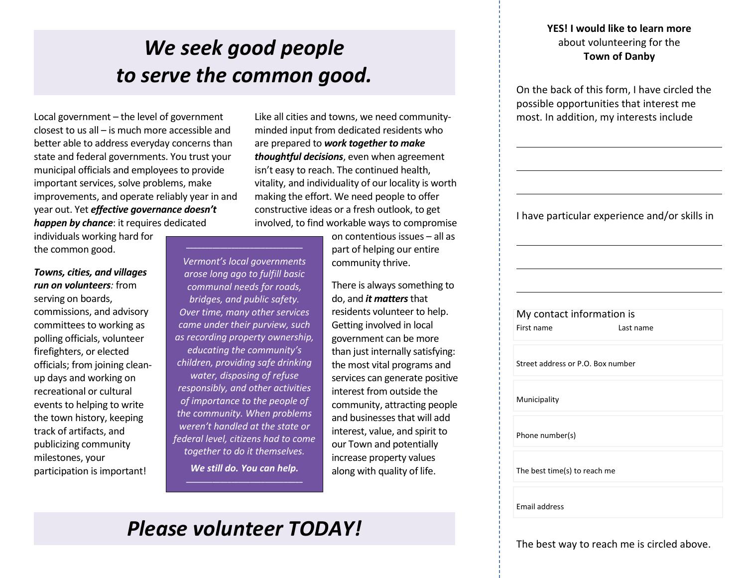# *We seek good people to serve the common good.*

Local government – the level of government closest to us all – is much more accessible and better able to address everyday concerns than state and federal governments. You trust your municipal officials and employees to provide important services, solve problems, make improvements, and operate reliably year in and year out. Yet ***effective governance doesn't happen by chance***: it requires dedicated individuals working hard for the common good.

***Towns, cities, and villages run on volunteers****:* from serving on boards, commissions, and advisory committees to working as polling officials, volunteer firefighters, or elected officials; from joining clean-up days and working on recreational or cultural events to helping to write the town history, keeping track of artifacts, and publicizing community milestones, your participation is important!

> *Vermont's local governments arose long ago to fulfill basic communal needs for roads, bridges, and public safety. Over time, many other services came under their purview, such as recording property ownership, educating the community's children, providing safe drinking water, disposing of refuse responsibly, and other activities of importance to the people of the community. When problems weren't handled at the state or federal level, citizens had to come together to do it themselves.*
>
> ***We still do. You can help.***

Like all cities and towns, we need community-minded input from dedicated residents who are prepared to ***work together to make thoughtful decisions***, even when agreement isn't easy to reach. The continued health, vitality, and individuality of our locality is worth making the effort. We need people to offer constructive ideas or a fresh outlook, to get involved, to find workable ways to compromise on contentious issues – all as part of helping our entire community thrive.

There is always something to do, and ***it matters*** that residents volunteer to help. Getting involved in local government can be more than just internally satisfying: the most vital programs and services can generate positive interest from outside the community, attracting people and businesses that will add interest, value, and spirit to our Town and potentially increase property values along with quality of life.

# *Please volunteer TODAY!*

---

**YES! I would like to learn more** about volunteering for the **Town of Danby**

On the back of this form, I have circled the possible opportunities that interest me most. In addition, my interests include

______________________________

______________________________

______________________________

I have particular experience and/or skills in

______________________________

______________________________

______________________________

My contact information is

First name Last name

Street address or P.O. Box number

Municipality

Phone number(s)

The best time(s) to reach me

Email address

The best way to reach me is circled above.